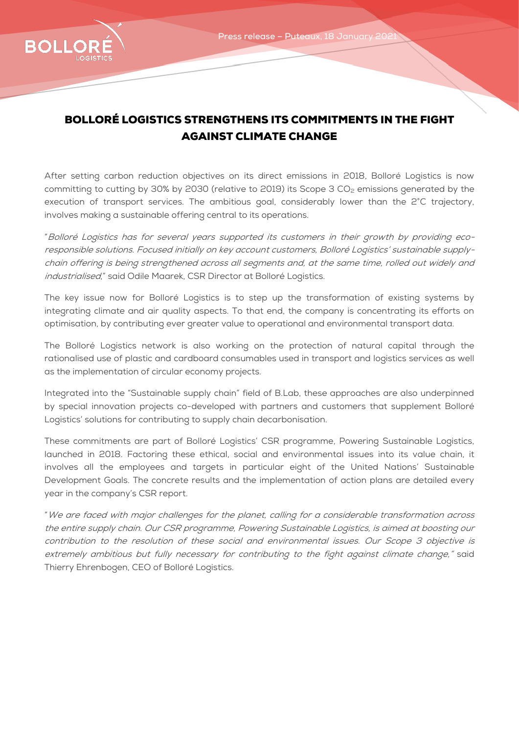Press release – Puteaux, 18 January 2021

# BOLLORÉ LOGISTICS STRENGTHENS ITS COMMITMENTS IN THE FIGHT AGAINST CLIMATE CHANGE

After setting carbon reduction objectives on its direct emissions in 2018, Bolloré Logistics is now committing to cutting by 30% by 2030 (relative to 2019) its Scope 3 $CO_2$ emissions generated by the execution of transport services. The ambitious goal, considerably lower than the 2°C trajectory, involves making a sustainable offering central to its operations.

"*Bolloré Logistics has for several years supported its customers in their growth by providing eco-responsible solutions. Focused initially on key account customers, Bolloré Logistics' sustainable supply-chain offering is being strengthened across all segments and, at the same time, rolled out widely and industrialised*," said Odile Maarek, CSR Director at Bolloré Logistics.

The key issue now for Bolloré Logistics is to step up the transformation of existing systems by integrating climate and air quality aspects. To that end, the company is concentrating its efforts on optimisation, by contributing ever greater value to operational and environmental transport data.

The Bolloré Logistics network is also working on the protection of natural capital through the rationalised use of plastic and cardboard consumables used in transport and logistics services as well as the implementation of circular economy projects.

Integrated into the "Sustainable supply chain" field of B.Lab, these approaches are also underpinned by special innovation projects co-developed with partners and customers that supplement Bolloré Logistics' solutions for contributing to supply chain decarbonisation.

These commitments are part of Bolloré Logistics' CSR programme, Powering Sustainable Logistics, launched in 2018. Factoring these ethical, social and environmental issues into its value chain, it involves all the employees and targets in particular eight of the United Nations' Sustainable Development Goals. The concrete results and the implementation of action plans are detailed every year in the company's CSR report.

"*We are faced with major challenges for the planet, calling for a considerable transformation across the entire supply chain. Our CSR programme, Powering Sustainable Logistics, is aimed at boosting our contribution to the resolution of these social and environmental issues. Our Scope 3 objective is extremely ambitious but fully necessary for contributing to the fight against climate change,*" said Thierry Ehrenbogen, CEO of Bolloré Logistics.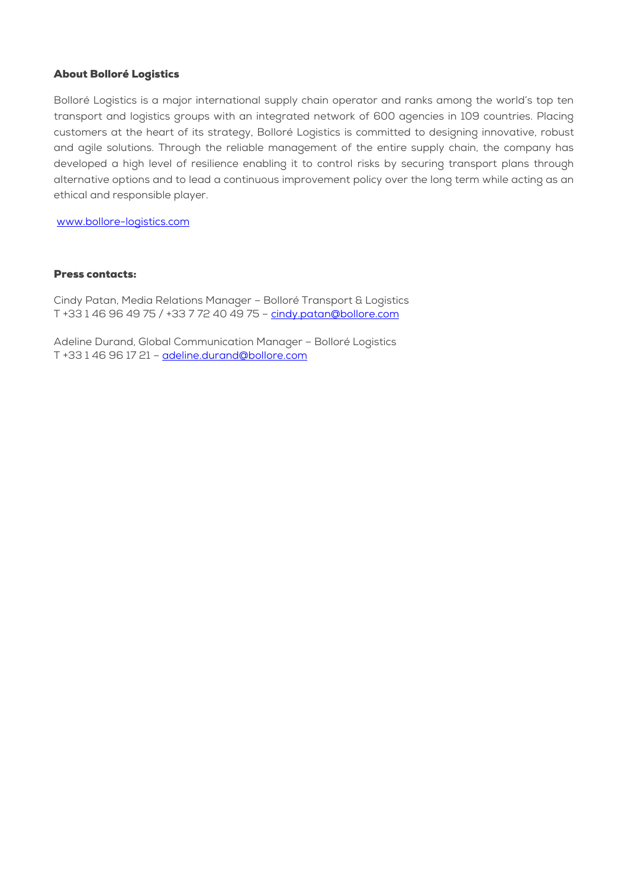### About Bolloré Logistics

Bolloré Logistics is a major international supply chain operator and ranks among the world's top ten transport and logistics groups with an integrated network of 600 agencies in 109 countries. Placing customers at the heart of its strategy, Bolloré Logistics is committed to designing innovative, robust and agile solutions. Through the reliable management of the entire supply chain, the company has developed a high level of resilience enabling it to control risks by securing transport plans through alternative options and to lead a continuous improvement policy over the long term while acting as an ethical and responsible player.

www.bollore-logistics.com

### Press contacts:

Cindy Patan, Media Relations Manager – Bolloré Transport & Logistics
T +33 1 46 96 49 75 / +33 7 72 40 49 75 – cindy.patan@bollore.com

Adeline Durand, Global Communication Manager – Bolloré Logistics
T +33 1 46 96 17 21 – adeline.durand@bollore.com